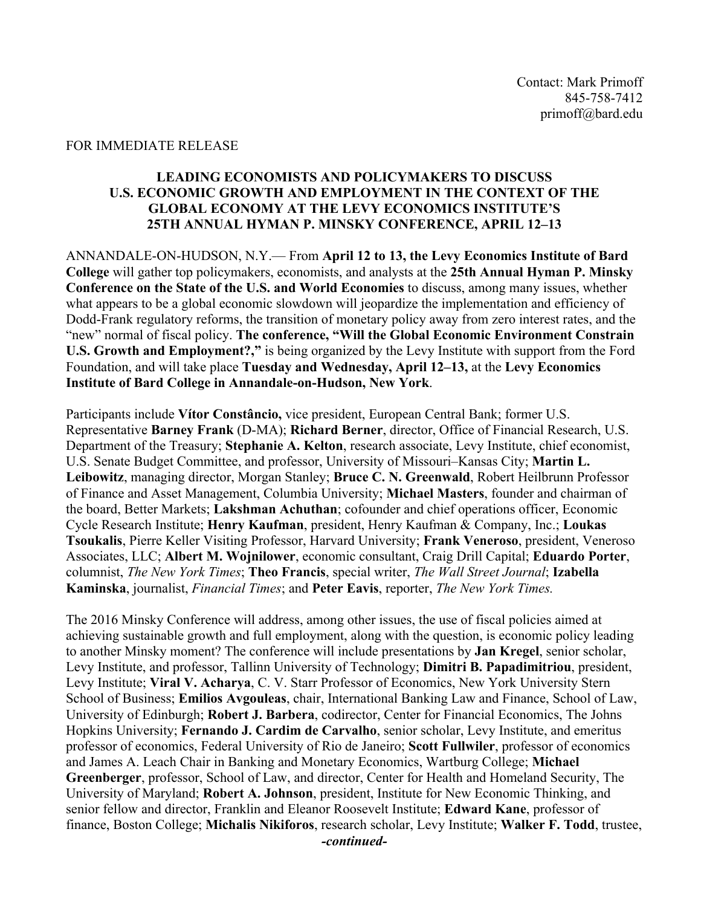Contact: Mark Primoff
845-758-7412
primoff@bard.edu

FOR IMMEDIATE RELEASE

# LEADING ECONOMISTS AND POLICYMAKERS TO DISCUSS U.S. ECONOMIC GROWTH AND EMPLOYMENT IN THE CONTEXT OF THE GLOBAL ECONOMY AT THE LEVY ECONOMICS INSTITUTE'S 25TH ANNUAL HYMAN P. MINSKY CONFERENCE, APRIL 12–13

ANNANDALE-ON-HUDSON, N.Y.— From **April 12 to 13, the Levy Economics Institute of Bard College** will gather top policymakers, economists, and analysts at the **25th Annual Hyman P. Minsky Conference on the State of the U.S. and World Economies** to discuss, among many issues, whether what appears to be a global economic slowdown will jeopardize the implementation and efficiency of Dodd-Frank regulatory reforms, the transition of monetary policy away from zero interest rates, and the "new" normal of fiscal policy. **The conference, "Will the Global Economic Environment Constrain U.S. Growth and Employment?,"** is being organized by the Levy Institute with support from the Ford Foundation, and will take place **Tuesday and Wednesday, April 12–13,** at the **Levy Economics Institute of Bard College in Annandale-on-Hudson, New York**.

Participants include **Vítor Constâncio,** vice president, European Central Bank; former U.S. Representative **Barney Frank** (D-MA); **Richard Berner**, director, Office of Financial Research, U.S. Department of the Treasury; **Stephanie A. Kelton**, research associate, Levy Institute, chief economist, U.S. Senate Budget Committee, and professor, University of Missouri–Kansas City; **Martin L. Leibowitz**, managing director, Morgan Stanley; **Bruce C. N. Greenwald**, Robert Heilbrunn Professor of Finance and Asset Management, Columbia University; **Michael Masters**, founder and chairman of the board, Better Markets; **Lakshman Achuthan**; cofounder and chief operations officer, Economic Cycle Research Institute; **Henry Kaufman**, president, Henry Kaufman & Company, Inc.; **Loukas Tsoukalis**, Pierre Keller Visiting Professor, Harvard University; **Frank Veneroso**, president, Veneroso Associates, LLC; **Albert M. Wojnilower**, economic consultant, Craig Drill Capital; **Eduardo Porter**, columnist, *The New York Times*; **Theo Francis**, special writer, *The Wall Street Journal*; **Izabella Kaminska**, journalist, *Financial Times*; and **Peter Eavis**, reporter, *The New York Times.*

The 2016 Minsky Conference will address, among other issues, the use of fiscal policies aimed at achieving sustainable growth and full employment, along with the question, is economic policy leading to another Minsky moment? The conference will include presentations by **Jan Kregel**, senior scholar, Levy Institute, and professor, Tallinn University of Technology; **Dimitri B. Papadimitriou**, president, Levy Institute; **Viral V. Acharya**, C. V. Starr Professor of Economics, New York University Stern School of Business; **Emilios Avgouleas**, chair, International Banking Law and Finance, School of Law, University of Edinburgh; **Robert J. Barbera**, codirector, Center for Financial Economics, The Johns Hopkins University; **Fernando J. Cardim de Carvalho**, senior scholar, Levy Institute, and emeritus professor of economics, Federal University of Rio de Janeiro; **Scott Fullwiler**, professor of economics and James A. Leach Chair in Banking and Monetary Economics, Wartburg College; **Michael Greenberger**, professor, School of Law, and director, Center for Health and Homeland Security, The University of Maryland; **Robert A. Johnson**, president, Institute for New Economic Thinking, and senior fellow and director, Franklin and Eleanor Roosevelt Institute; **Edward Kane**, professor of finance, Boston College; **Michalis Nikiforos**, research scholar, Levy Institute; **Walker F. Todd**, trustee,

***-continued-***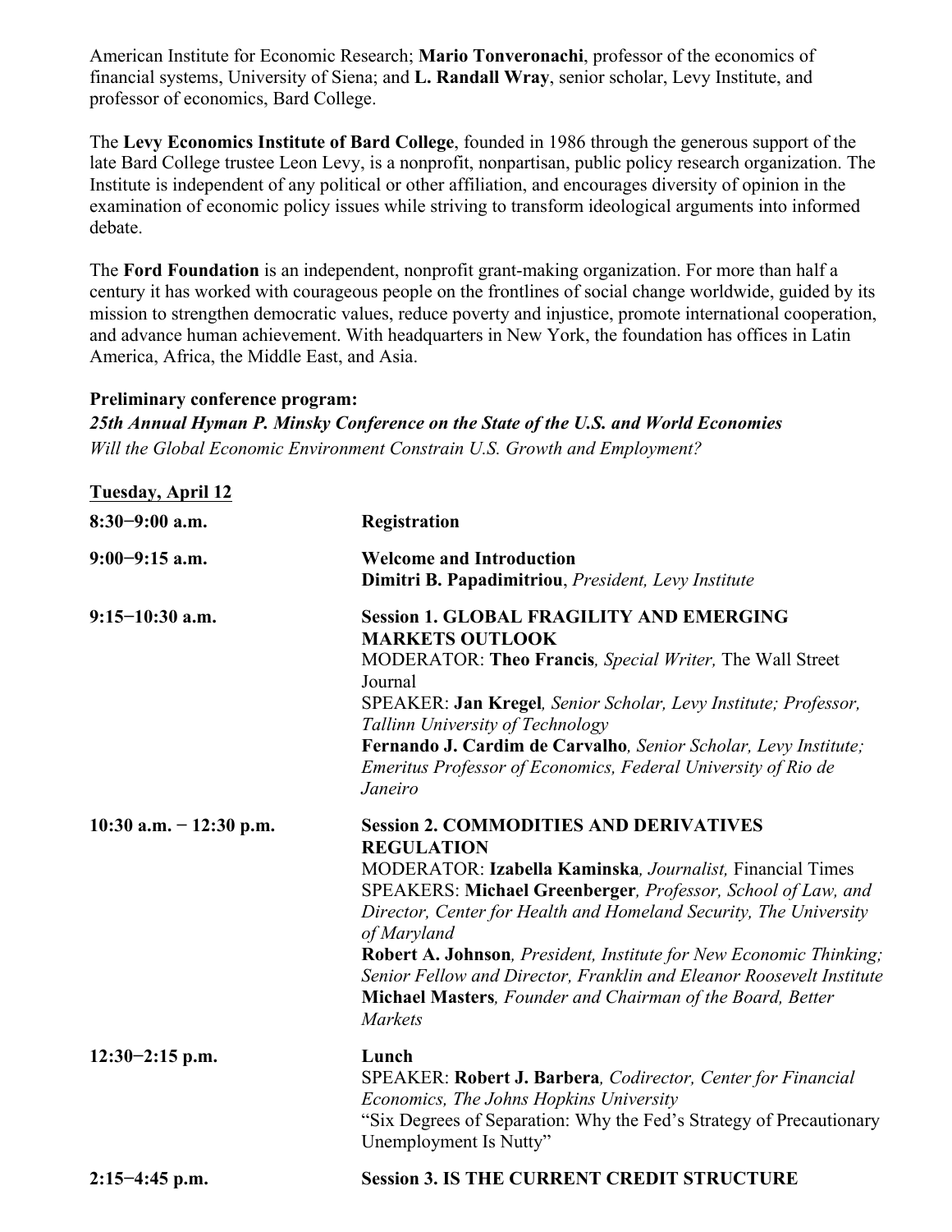American Institute for Economic Research; **Mario Tonveronachi**, professor of the economics of financial systems, University of Siena; and **L. Randall Wray**, senior scholar, Levy Institute, and professor of economics, Bard College.

The **Levy Economics Institute of Bard College**, founded in 1986 through the generous support of the late Bard College trustee Leon Levy, is a nonprofit, nonpartisan, public policy research organization. The Institute is independent of any political or other affiliation, and encourages diversity of opinion in the examination of economic policy issues while striving to transform ideological arguments into informed debate.

The **Ford Foundation** is an independent, nonprofit grant-making organization. For more than half a century it has worked with courageous people on the frontlines of social change worldwide, guided by its mission to strengthen democratic values, reduce poverty and injustice, promote international cooperation, and advance human achievement. With headquarters in New York, the foundation has offices in Latin America, Africa, the Middle East, and Asia.

**Preliminary conference program:**
***25th Annual Hyman P. Minsky Conference on the State of the U.S. and World Economies***
*Will the Global Economic Environment Constrain U.S. Growth and Employment?*

**Tuesday, April 12**

**8:30−9:00 a.m.** — **Registration**

**9:00−9:15 a.m.** — **Welcome and Introduction**
**Dimitri B. Papadimitriou**, *President, Levy Institute*

**9:15−10:30 a.m.** — **Session 1. GLOBAL FRAGILITY AND EMERGING MARKETS OUTLOOK**
MODERATOR: **Theo Francis***, Special Writer,* The Wall Street Journal
SPEAKER: **Jan Kregel***, Senior Scholar, Levy Institute; Professor, Tallinn University of Technology*
**Fernando J. Cardim de Carvalho***, Senior Scholar, Levy Institute; Emeritus Professor of Economics, Federal University of Rio de Janeiro*

**10:30 a.m. − 12:30 p.m.** — **Session 2. COMMODITIES AND DERIVATIVES REGULATION**
MODERATOR: **Izabella Kaminska***, Journalist,* Financial Times
SPEAKERS: **Michael Greenberger***, Professor, School of Law, and Director, Center for Health and Homeland Security, The University of Maryland*
**Robert A. Johnson***, President, Institute for New Economic Thinking; Senior Fellow and Director, Franklin and Eleanor Roosevelt Institute*
**Michael Masters***, Founder and Chairman of the Board, Better Markets*

**12:30−2:15 p.m.** — **Lunch**
SPEAKER: **Robert J. Barbera***, Codirector, Center for Financial Economics, The Johns Hopkins University*
"Six Degrees of Separation: Why the Fed's Strategy of Precautionary Unemployment Is Nutty"

**2:15−4:45 p.m.** — **Session 3. IS THE CURRENT CREDIT STRUCTURE**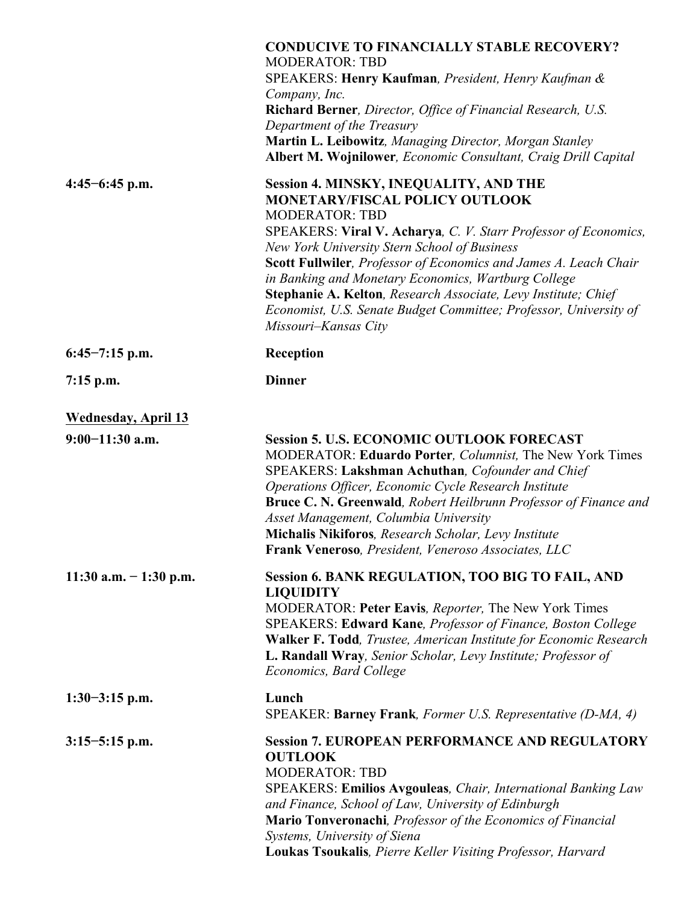**CONDUCIVE TO FINANCIALLY STABLE RECOVERY?**
MODERATOR: TBD
SPEAKERS: **Henry Kaufman**, *President, Henry Kaufman & Company, Inc.*
**Richard Berner**, *Director, Office of Financial Research, U.S. Department of the Treasury*
**Martin L. Leibowitz**, *Managing Director, Morgan Stanley*
**Albert M. Wojnilower**, *Economic Consultant, Craig Drill Capital*

**4:45−6:45 p.m.**

**Session 4. MINSKY, INEQUALITY, AND THE MONETARY/FISCAL POLICY OUTLOOK**
MODERATOR: TBD
SPEAKERS: **Viral V. Acharya**, *C. V. Starr Professor of Economics, New York University Stern School of Business*
**Scott Fullwiler**, *Professor of Economics and James A. Leach Chair in Banking and Monetary Economics, Wartburg College*
**Stephanie A. Kelton**, *Research Associate, Levy Institute; Chief Economist, U.S. Senate Budget Committee; Professor, University of Missouri–Kansas City*

**6:45−7:15 p.m.** — **Reception**

**7:15 p.m.** — **Dinner**

## Wednesday, April 13

**9:00−11:30 a.m.**

**Session 5. U.S. ECONOMIC OUTLOOK FORECAST**
MODERATOR: **Eduardo Porter**, *Columnist,* The New York Times
SPEAKERS: **Lakshman Achuthan**, *Cofounder and Chief Operations Officer, Economic Cycle Research Institute*
**Bruce C. N. Greenwald**, *Robert Heilbrunn Professor of Finance and Asset Management, Columbia University*
**Michalis Nikiforos**, *Research Scholar, Levy Institute*
**Frank Veneroso**, *President, Veneroso Associates, LLC*

**11:30 a.m. − 1:30 p.m.**

**Session 6. BANK REGULATION, TOO BIG TO FAIL, AND LIQUIDITY**
MODERATOR: **Peter Eavis**, *Reporter,* The New York Times
SPEAKERS: **Edward Kane**, *Professor of Finance, Boston College*
**Walker F. Todd**, *Trustee, American Institute for Economic Research*
**L. Randall Wray**, *Senior Scholar, Levy Institute; Professor of Economics, Bard College*

**1:30−3:15 p.m.**

**Lunch**
SPEAKER: **Barney Frank**, *Former U.S. Representative (D-MA, 4)*

**3:15−5:15 p.m.**

**Session 7. EUROPEAN PERFORMANCE AND REGULATORY OUTLOOK**
MODERATOR: TBD
SPEAKERS: **Emilios Avgouleas**, *Chair, International Banking Law and Finance, School of Law, University of Edinburgh*
**Mario Tonveronachi**, *Professor of the Economics of Financial Systems, University of Siena*
**Loukas Tsoukalis**, *Pierre Keller Visiting Professor, Harvard*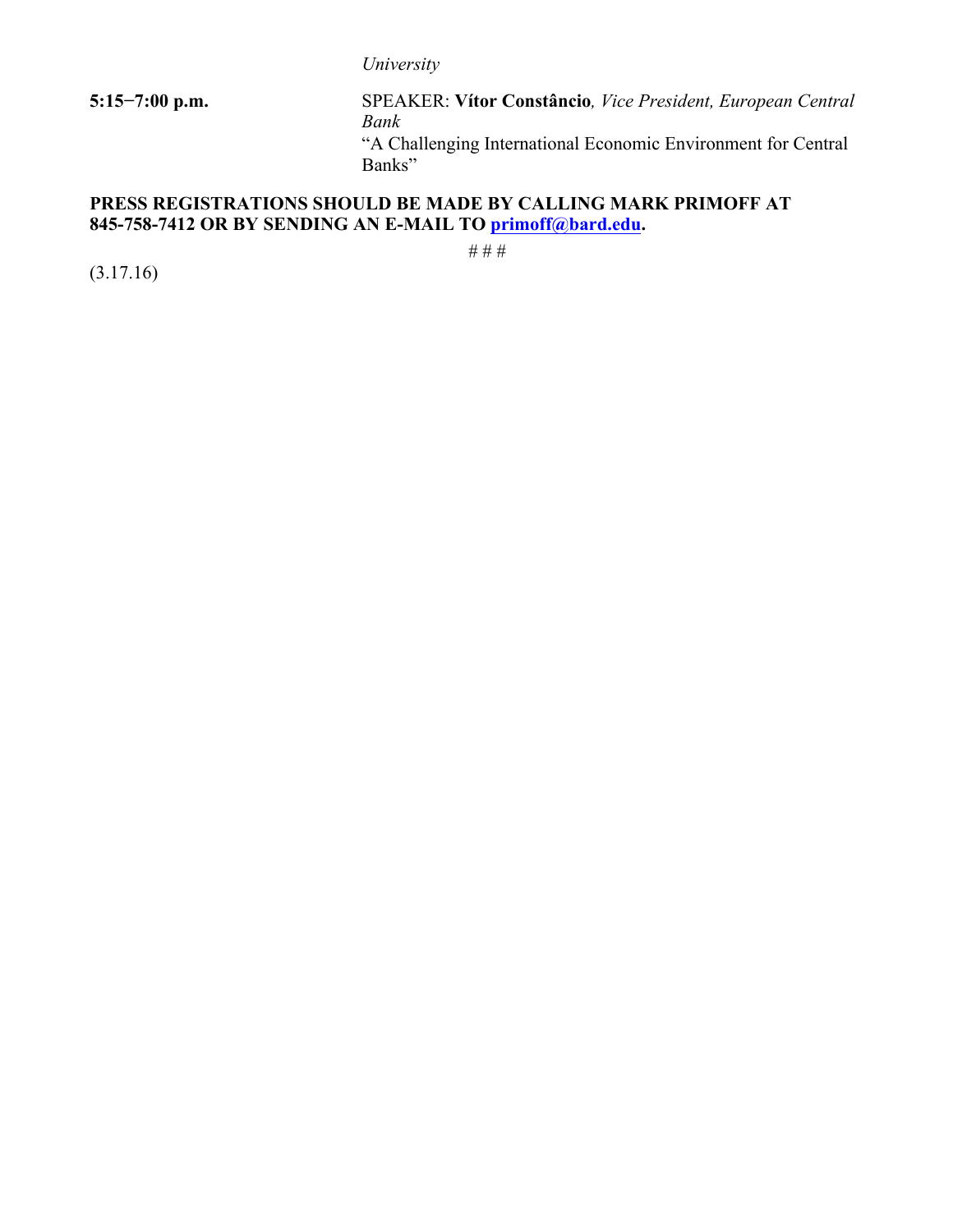*University*

**5:15–7:00 p.m.** SPEAKER: **Vítor Constâncio***, Vice President, European Central Bank*
"A Challenging International Economic Environment for Central Banks"

**PRESS REGISTRATIONS SHOULD BE MADE BY CALLING MARK PRIMOFF AT 845-758-7412 OR BY SENDING AN E-MAIL TO primoff@bard.edu.**

# # #

(3.17.16)